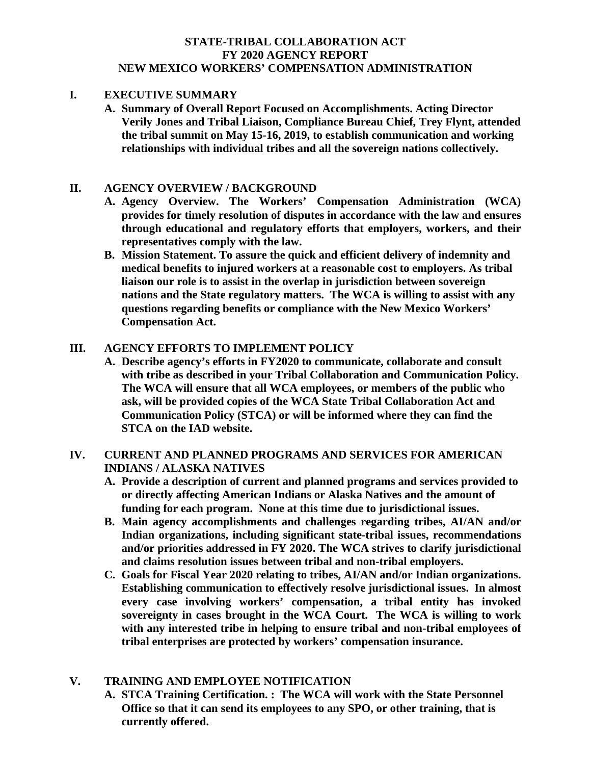# STATE-TRIBAL COLLABORATION ACT
# FY 2020 AGENCY REPORT
# NEW MEXICO WORKERS' COMPENSATION ADMINISTRATION

## I. EXECUTIVE SUMMARY

**A. Summary of Overall Report Focused on Accomplishments. Acting Director Verily Jones and Tribal Liaison, Compliance Bureau Chief, Trey Flynt, attended the tribal summit on May 15-16, 2019, to establish communication and working relationships with individual tribes and all the sovereign nations collectively.**

## II. AGENCY OVERVIEW / BACKGROUND

**A. Agency Overview. The Workers' Compensation Administration (WCA) provides for timely resolution of disputes in accordance with the law and ensures through educational and regulatory efforts that employers, workers, and their representatives comply with the law.**

**B. Mission Statement. To assure the quick and efficient delivery of indemnity and medical benefits to injured workers at a reasonable cost to employers. As tribal liaison our role is to assist in the overlap in jurisdiction between sovereign nations and the State regulatory matters. The WCA is willing to assist with any questions regarding benefits or compliance with the New Mexico Workers' Compensation Act.**

## III. AGENCY EFFORTS TO IMPLEMENT POLICY

**A. Describe agency's efforts in FY2020 to communicate, collaborate and consult with tribe as described in your Tribal Collaboration and Communication Policy. The WCA will ensure that all WCA employees, or members of the public who ask, will be provided copies of the WCA State Tribal Collaboration Act and Communication Policy (STCA) or will be informed where they can find the STCA on the IAD website.**

## IV. CURRENT AND PLANNED PROGRAMS AND SERVICES FOR AMERICAN INDIANS / ALASKA NATIVES

**A. Provide a description of current and planned programs and services provided to or directly affecting American Indians or Alaska Natives and the amount of funding for each program. None at this time due to jurisdictional issues.**

**B. Main agency accomplishments and challenges regarding tribes, AI/AN and/or Indian organizations, including significant state-tribal issues, recommendations and/or priorities addressed in FY 2020. The WCA strives to clarify jurisdictional and claims resolution issues between tribal and non-tribal employers.**

**C. Goals for Fiscal Year 2020 relating to tribes, AI/AN and/or Indian organizations. Establishing communication to effectively resolve jurisdictional issues. In almost every case involving workers' compensation, a tribal entity has invoked sovereignty in cases brought in the WCA Court. The WCA is willing to work with any interested tribe in helping to ensure tribal and non-tribal employees of tribal enterprises are protected by workers' compensation insurance.**

## V. TRAINING AND EMPLOYEE NOTIFICATION

**A. STCA Training Certification. : The WCA will work with the State Personnel Office so that it can send its employees to any SPO, or other training, that is currently offered.**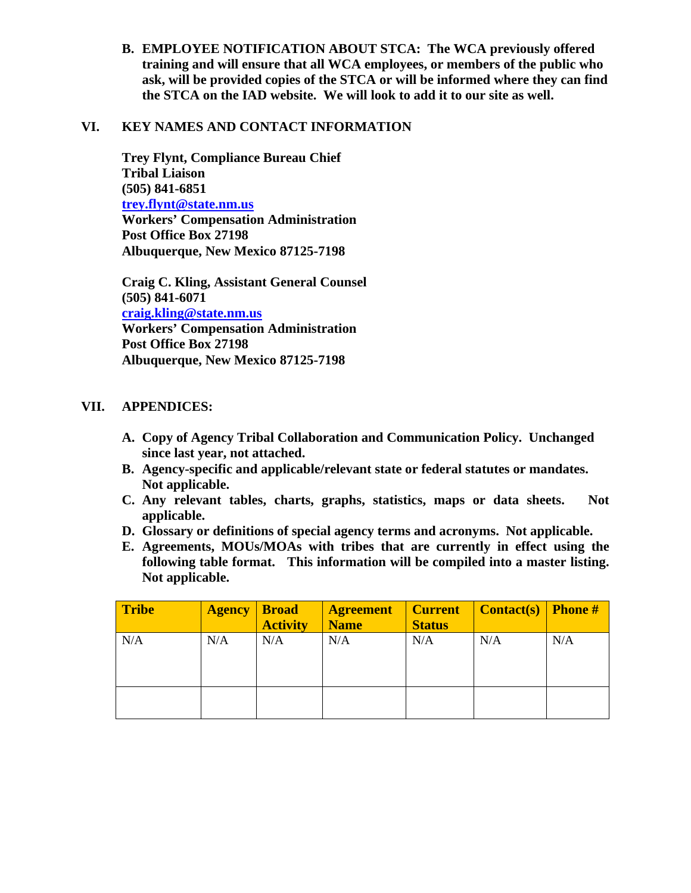**B. EMPLOYEE NOTIFICATION ABOUT STCA: The WCA previously offered training and will ensure that all WCA employees, or members of the public who ask, will be provided copies of the STCA or will be informed where they can find the STCA on the IAD website. We will look to add it to our site as well.**

## VI. KEY NAMES AND CONTACT INFORMATION

**Trey Flynt, Compliance Bureau Chief**
**Tribal Liaison**
**(505) 841-6851**
**trey.flynt@state.nm.us**
**Workers' Compensation Administration**
**Post Office Box 27198**
**Albuquerque, New Mexico 87125-7198**

**Craig C. Kling, Assistant General Counsel**
**(505) 841-6071**
**craig.kling@state.nm.us**
**Workers' Compensation Administration**
**Post Office Box 27198**
**Albuquerque, New Mexico 87125-7198**

## VII. APPENDICES:

**A. Copy of Agency Tribal Collaboration and Communication Policy. Unchanged since last year, not attached.**
**B. Agency-specific and applicable/relevant state or federal statutes or mandates. Not applicable.**
**C. Any relevant tables, charts, graphs, statistics, maps or data sheets. Not applicable.**
**D. Glossary or definitions of special agency terms and acronyms. Not applicable.**
**E. Agreements, MOUs/MOAs with tribes that are currently in effect using the following table format. This information will be compiled into a master listing. Not applicable.**

| Tribe | Agency | Broad Activity | Agreement Name | Current Status | Contact(s) | Phone # |
|---|---|---|---|---|---|---|
| N/A | N/A | N/A | N/A | N/A | N/A | N/A |
| | | | | | | |